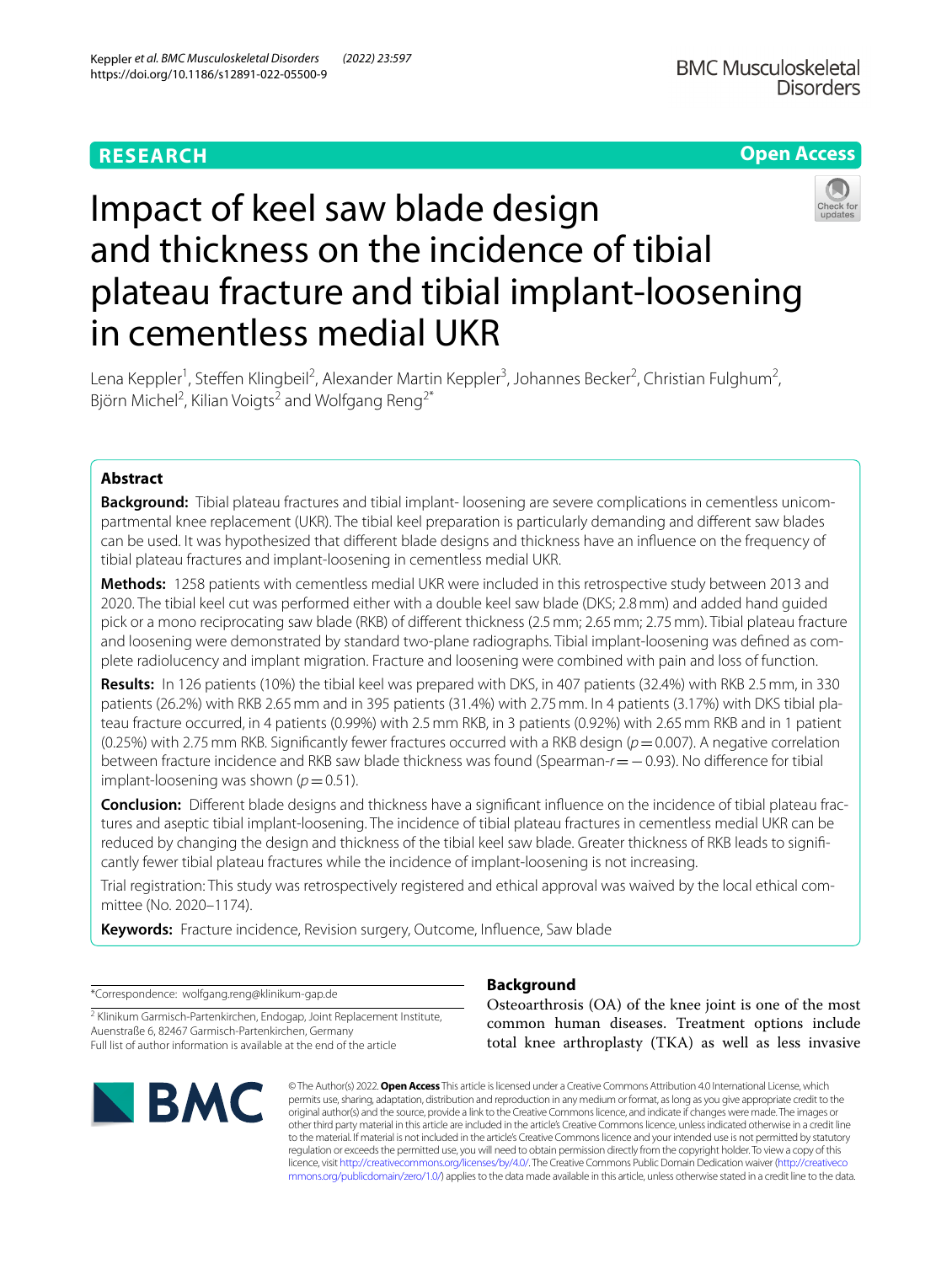RESEARCH

Open Access

# Impact of keel saw blade design and thickness on the incidence of tibial plateau fracture and tibial implant-loosening in cementless medial UKR

Lena Keppler[1], Steffen Klingbeil[2], Alexander Martin Keppler[3], Johannes Becker[2], Christian Fulghum[2], Björn Michel[2], Kilian Voigts[2] and Wolfgang Reng[2*]

## Abstract

**Background:** Tibial plateau fractures and tibial implant- loosening are severe complications in cementless unicompartmental knee replacement (UKR). The tibial keel preparation is particularly demanding and different saw blades can be used. It was hypothesized that different blade designs and thickness have an influence on the frequency of tibial plateau fractures and implant-loosening in cementless medial UKR.

**Methods:** 1258 patients with cementless medial UKR were included in this retrospective study between 2013 and 2020. The tibial keel cut was performed either with a double keel saw blade (DKS; 2.8 mm) and added hand guided pick or a mono reciprocating saw blade (RKB) of different thickness (2.5 mm; 2.65 mm; 2.75 mm). Tibial plateau fracture and loosening were demonstrated by standard two-plane radiographs. Tibial implant-loosening was defined as complete radiolucency and implant migration. Fracture and loosening were combined with pain and loss of function.

**Results:** In 126 patients (10%) the tibial keel was prepared with DKS, in 407 patients (32.4%) with RKB 2.5 mm, in 330 patients (26.2%) with RKB 2.65 mm and in 395 patients (31.4%) with 2.75 mm. In 4 patients (3.17%) with DKS tibial plateau fracture occurred, in 4 patients (0.99%) with 2.5 mm RKB, in 3 patients (0.92%) with 2.65 mm RKB and in 1 patient (0.25%) with 2.75 mm RKB. Significantly fewer fractures occurred with a RKB design ($p = 0.007$). A negative correlation between fracture incidence and RKB saw blade thickness was found (Spearman-$r = -0.93$). No difference for tibial implant-loosening was shown ($p = 0.51$).

**Conclusion:** Different blade designs and thickness have a significant influence on the incidence of tibial plateau fractures and aseptic tibial implant-loosening. The incidence of tibial plateau fractures in cementless medial UKR can be reduced by changing the design and thickness of the tibial keel saw blade. Greater thickness of RKB leads to significantly fewer tibial plateau fractures while the incidence of implant-loosening is not increasing.

Trial registration: This study was retrospectively registered and ethical approval was waived by the local ethical committee (No. 2020–1174).

**Keywords:** Fracture incidence, Revision surgery, Outcome, Influence, Saw blade

*Correspondence: wolfgang.reng@klinikum-gap.de

[2] Klinikum Garmisch-Partenkirchen, Endogap, Joint Replacement Institute, Auenstraße 6, 82467 Garmisch-Partenkirchen, Germany
Full list of author information is available at the end of the article

## Background

Osteoarthrosis (OA) of the knee joint is one of the most common human diseases. Treatment options include total knee arthroplasty (TKA) as well as less invasive

© The Author(s) 2022. **Open Access** This article is licensed under a Creative Commons Attribution 4.0 International License, which permits use, sharing, adaptation, distribution and reproduction in any medium or format, as long as you give appropriate credit to the original author(s) and the source, provide a link to the Creative Commons licence, and indicate if changes were made. The images or other third party material in this article are included in the article's Creative Commons licence, unless indicated otherwise in a credit line to the material. If material is not included in the article's Creative Commons licence and your intended use is not permitted by statutory regulation or exceeds the permitted use, you will need to obtain permission directly from the copyright holder. To view a copy of this licence, visit http://creativecommons.org/licenses/by/4.0/. The Creative Commons Public Domain Dedication waiver (http://creativecommons.org/publicdomain/zero/1.0/) applies to the data made available in this article, unless otherwise stated in a credit line to the data.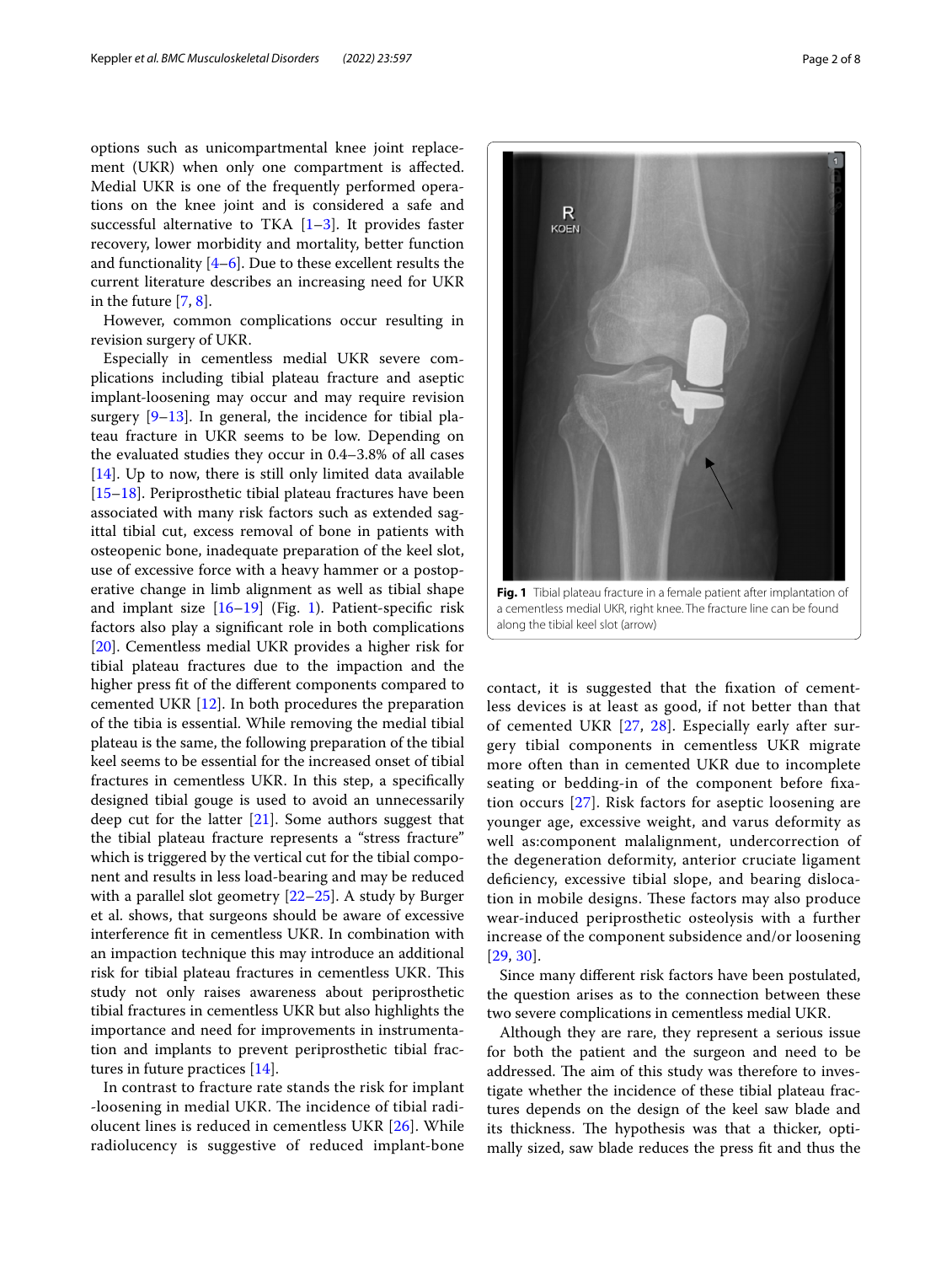options such as unicompartmental knee joint replacement (UKR) when only one compartment is affected. Medial UKR is one of the frequently performed operations on the knee joint and is considered a safe and successful alternative to TKA [1–3]. It provides faster recovery, lower morbidity and mortality, better function and functionality [4–6]. Due to these excellent results the current literature describes an increasing need for UKR in the future [7, 8].

However, common complications occur resulting in revision surgery of UKR.

Especially in cementless medial UKR severe complications including tibial plateau fracture and aseptic implant-loosening may occur and may require revision surgery [9–13]. In general, the incidence for tibial plateau fracture in UKR seems to be low. Depending on the evaluated studies they occur in 0.4–3.8% of all cases [14]. Up to now, there is still only limited data available [15–18]. Periprosthetic tibial plateau fractures have been associated with many risk factors such as extended sagittal tibial cut, excess removal of bone in patients with osteopenic bone, inadequate preparation of the keel slot, use of excessive force with a heavy hammer or a postoperative change in limb alignment as well as tibial shape and implant size [16–19] (Fig. 1). Patient-specific risk factors also play a significant role in both complications [20]. Cementless medial UKR provides a higher risk for tibial plateau fractures due to the impaction and the higher press fit of the different components compared to cemented UKR [12]. In both procedures the preparation of the tibia is essential. While removing the medial tibial plateau is the same, the following preparation of the tibial keel seems to be essential for the increased onset of tibial fractures in cementless UKR. In this step, a specifically designed tibial gouge is used to avoid an unnecessarily deep cut for the latter [21]. Some authors suggest that the tibial plateau fracture represents a "stress fracture" which is triggered by the vertical cut for the tibial component and results in less load-bearing and may be reduced with a parallel slot geometry [22–25]. A study by Burger et al. shows, that surgeons should be aware of excessive interference fit in cementless UKR. In combination with an impaction technique this may introduce an additional risk for tibial plateau fractures in cementless UKR. This study not only raises awareness about periprosthetic tibial fractures in cementless UKR but also highlights the importance and need for improvements in instrumentation and implants to prevent periprosthetic tibial fractures in future practices [14].

In contrast to fracture rate stands the risk for implant -loosening in medial UKR. The incidence of tibial radiolucent lines is reduced in cementless UKR [26]. While radiolucency is suggestive of reduced implant-bone contact, it is suggested that the fixation of cementless devices is at least as good, if not better than that of cemented UKR [27, 28]. Especially early after surgery tibial components in cementless UKR migrate more often than in cemented UKR due to incomplete seating or bedding-in of the component before fixation occurs [27]. Risk factors for aseptic loosening are younger age, excessive weight, and varus deformity as well as:component malalignment, undercorrection of the degeneration deformity, anterior cruciate ligament deficiency, excessive tibial slope, and bearing dislocation in mobile designs. These factors may also produce wear-induced periprosthetic osteolysis with a further increase of the component subsidence and/or loosening [29, 30].

Since many different risk factors have been postulated, the question arises as to the connection between these two severe complications in cementless medial UKR.

Although they are rare, they represent a serious issue for both the patient and the surgeon and need to be addressed. The aim of this study was therefore to investigate whether the incidence of these tibial plateau fractures depends on the design of the keel saw blade and its thickness. The hypothesis was that a thicker, optimally sized, saw blade reduces the press fit and thus the

**Fig. 1** Tibial plateau fracture in a female patient after implantation of a cementless medial UKR, right knee. The fracture line can be found along the tibial keel slot (arrow)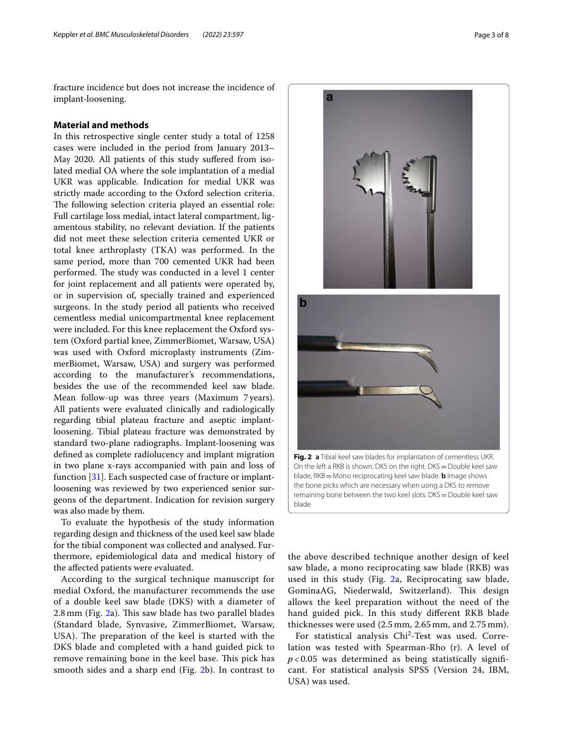fracture incidence but does not increase the incidence of implant-loosening.

## Material and methods

In this retrospective single center study a total of 1258 cases were included in the period from January 2013–May 2020. All patients of this study suffered from isolated medial OA where the sole implantation of a medial UKR was applicable. Indication for medial UKR was strictly made according to the Oxford selection criteria. The following selection criteria played an essential role: Full cartilage loss medial, intact lateral compartment, ligamentous stability, no relevant deviation. If the patients did not meet these selection criteria cemented UKR or total knee arthroplasty (TKA) was performed. In the same period, more than 700 cemented UKR had been performed. The study was conducted in a level 1 center for joint replacement and all patients were operated by, or in supervision of, specially trained and experienced surgeons. In the study period all patients who received cementless medial unicompartmental knee replacement were included. For this knee replacement the Oxford system (Oxford partial knee, ZimmerBiomet, Warsaw, USA) was used with Oxford microplasty instruments (ZimmerBiomet, Warsaw, USA) and surgery was performed according to the manufacturer's recommendations, besides the use of the recommended keel saw blade. Mean follow-up was three years (Maximum 7 years). All patients were evaluated clinically and radiologically regarding tibial plateau fracture and aseptic implant-loosening. Tibial plateau fracture was demonstrated by standard two-plane radiographs. Implant-loosening was defined as complete radiolucency and implant migration in two plane x-rays accompanied with pain and loss of function [31]. Each suspected case of fracture or implant-loosening was reviewed by two experienced senior surgeons of the department. Indication for revision surgery was also made by them.

To evaluate the hypothesis of the study information regarding design and thickness of the used keel saw blade for the tibial component was collected and analysed. Furthermore, epidemiological data and medical history of the affected patients were evaluated.

According to the surgical technique manuscript for medial Oxford, the manufacturer recommends the use of a double keel saw blade (DKS) with a diameter of 2.8 mm (Fig. 2a). This saw blade has two parallel blades (Standard blade, Synvasive, ZimmerBiomet, Warsaw, USA). The preparation of the keel is started with the DKS blade and completed with a hand guided pick to remove remaining bone in the keel base. This pick has smooth sides and a sharp end (Fig. 2b). In contrast to the above described technique another design of keel saw blade, a mono reciprocating saw blade (RKB) was used in this study (Fig. 2a, Reciprocating saw blade, GominaAG, Niederwald, Switzerland). This design allows the keel preparation without the need of the hand guided pick. In this study different RKB blade thicknesses were used (2.5 mm, 2.65 mm, and 2.75 mm).

For statistical analysis Chi$^2$-Test was used. Correlation was tested with Spearman-Rho (r). A level of $p < 0.05$ was determined as being statistically significant. For statistical analysis SPSS (Version 24, IBM, USA) was used.

**Fig. 2** **a** Tibial keel saw blades for implantation of cementless UKR. On the left a RKB is shown. DKS on the right. DKS = Double keel saw blade, RKB = Mono reciprocating keel saw blade. **b** Image shows the bone picks which are necessary when using a DKS to remove remaining bone between the two keel slots. DKS = Double keel saw blade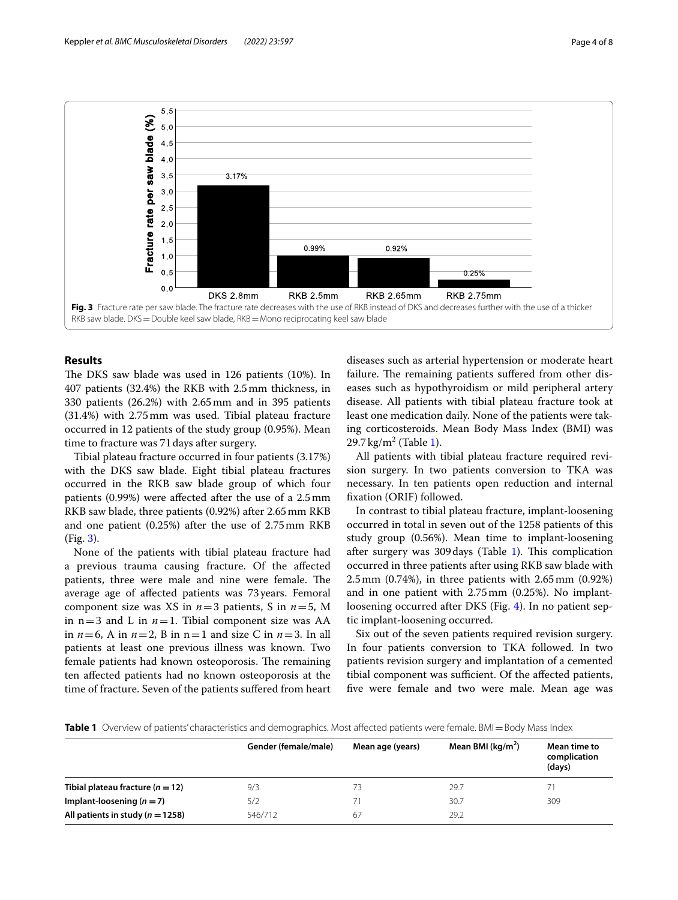Fig. 3 Fracture rate per saw blade. The fracture rate decreases with the use of RKB instead of DKS and decreases further with the use of a thicker RKB saw blade. DKS = Double keel saw blade, RKB = Mono reciprocating keel saw blade

## Results

The DKS saw blade was used in 126 patients (10%). In 407 patients (32.4%) the RKB with 2.5 mm thickness, in 330 patients (26.2%) with 2.65 mm and in 395 patients (31.4%) with 2.75 mm was used. Tibial plateau fracture occurred in 12 patients of the study group (0.95%). Mean time to fracture was 71 days after surgery.

Tibial plateau fracture occurred in four patients (3.17%) with the DKS saw blade. Eight tibial plateau fractures occurred in the RKB saw blade group of which four patients (0.99%) were affected after the use of a 2.5 mm RKB saw blade, three patients (0.92%) after 2.65 mm RKB and one patient (0.25%) after the use of 2.75 mm RKB (Fig. 3).

None of the patients with tibial plateau fracture had a previous trauma causing fracture. Of the affected patients, three were male and nine were female. The average age of affected patients was 73 years. Femoral component size was XS in $n = 3$ patients, S in $n = 5$, M in $n = 3$ and L in $n = 1$. Tibial component size was AA in $n = 6$, A in $n = 2$, B in $n = 1$ and size C in $n = 3$. In all patients at least one previous illness was known. Two female patients had known osteoporosis. The remaining ten affected patients had no known osteoporosis at the time of fracture. Seven of the patients suffered from heart diseases such as arterial hypertension or moderate heart failure. The remaining patients suffered from other diseases such as hypothyroidism or mild peripheral artery disease. All patients with tibial plateau fracture took at least one medication daily. None of the patients were taking corticosteroids. Mean Body Mass Index (BMI) was 29.7 kg/m$^2$ (Table 1).

All patients with tibial plateau fracture required revision surgery. In two patients conversion to TKA was necessary. In ten patients open reduction and internal fixation (ORIF) followed.

In contrast to tibial plateau fracture, implant-loosening occurred in total in seven out of the 1258 patients of this study group (0.56%). Mean time to implant-loosening after surgery was 309 days (Table 1). This complication occurred in three patients after using RKB saw blade with 2.5 mm (0.74%), in three patients with 2.65 mm (0.92%) and in one patient with 2.75 mm (0.25%). No implant-loosening occurred after DKS (Fig. 4). In no patient septic implant-loosening occurred.

Six out of the seven patients required revision surgery. In four patients conversion to TKA followed. In two patients revision surgery and implantation of a cemented tibial component was sufficient. Of the affected patients, five were female and two were male. Mean age was

**Table 1** Overview of patients' characteristics and demographics. Most affected patients were female. BMI = Body Mass Index

| | Gender (female/male) | Mean age (years) | Mean BMI (kg/m$^2$) | Mean time to complication (days) |
|---|---|---|---|---|
| **Tibial plateau fracture ($n = 12$)** | 9/3 | 73 | 29.7 | 71 |
| **Implant-loosening ($n = 7$)** | 5/2 | 71 | 30.7 | 309 |
| **All patients in study ($n = 1258$)** | 546/712 | 67 | 29.2 | |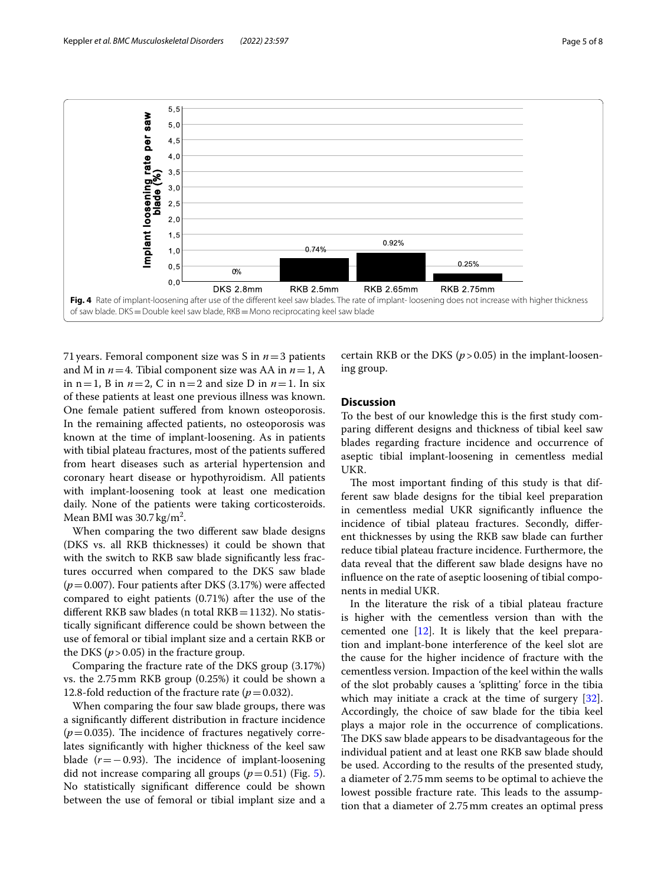**Fig. 4** Rate of implant-loosening after use of the different keel saw blades. The rate of implant- loosening does not increase with higher thickness of saw blade. DKS = Double keel saw blade, RKB = Mono reciprocating keel saw blade

71 years. Femoral component size was S in $n = 3$ patients and M in $n = 4$. Tibial component size was AA in $n = 1$, A in $n = 1$, B in $n = 2$, C in $n = 2$ and size D in $n = 1$. In six of these patients at least one previous illness was known. One female patient suffered from known osteoporosis. In the remaining affected patients, no osteoporosis was known at the time of implant-loosening. As in patients with tibial plateau fractures, most of the patients suffered from heart diseases such as arterial hypertension and coronary heart disease or hypothyroidism. All patients with implant-loosening took at least one medication daily. None of the patients were taking corticosteroids. Mean BMI was 30.7 kg/m$^2$.

When comparing the two different saw blade designs (DKS vs. all RKB thicknesses) it could be shown that with the switch to RKB saw blade significantly less fractures occurred when compared to the DKS saw blade ($p = 0.007$). Four patients after DKS (3.17%) were affected compared to eight patients (0.71%) after the use of the different RKB saw blades (n total RKB = 1132). No statistically significant difference could be shown between the use of femoral or tibial implant size and a certain RKB or the DKS ($p > 0.05$) in the fracture group.

Comparing the fracture rate of the DKS group (3.17%) vs. the 2.75 mm RKB group (0.25%) it could be shown a 12.8-fold reduction of the fracture rate ($p = 0.032$).

When comparing the four saw blade groups, there was a significantly different distribution in fracture incidence ($p = 0.035$). The incidence of fractures negatively correlates significantly with higher thickness of the keel saw blade ($r = -0.93$). The incidence of implant-loosening did not increase comparing all groups ($p = 0.51$) (Fig. 5). No statistically significant difference could be shown between the use of femoral or tibial implant size and a certain RKB or the DKS ($p > 0.05$) in the implant-loosening group.

## Discussion

To the best of our knowledge this is the first study comparing different designs and thickness of tibial keel saw blades regarding fracture incidence and occurrence of aseptic tibial implant-loosening in cementless medial UKR.

The most important finding of this study is that different saw blade designs for the tibial keel preparation in cementless medial UKR significantly influence the incidence of tibial plateau fractures. Secondly, different thicknesses by using the RKB saw blade can further reduce tibial plateau fracture incidence. Furthermore, the data reveal that the different saw blade designs have no influence on the rate of aseptic loosening of tibial components in medial UKR.

In the literature the risk of a tibial plateau fracture is higher with the cementless version than with the cemented one [12]. It is likely that the keel preparation and implant-bone interference of the keel slot are the cause for the higher incidence of fracture with the cementless version. Impaction of the keel within the walls of the slot probably causes a 'splitting' force in the tibia which may initiate a crack at the time of surgery [32]. Accordingly, the choice of saw blade for the tibia keel plays a major role in the occurrence of complications. The DKS saw blade appears to be disadvantageous for the individual patient and at least one RKB saw blade should be used. According to the results of the presented study, a diameter of 2.75 mm seems to be optimal to achieve the lowest possible fracture rate. This leads to the assumption that a diameter of 2.75 mm creates an optimal press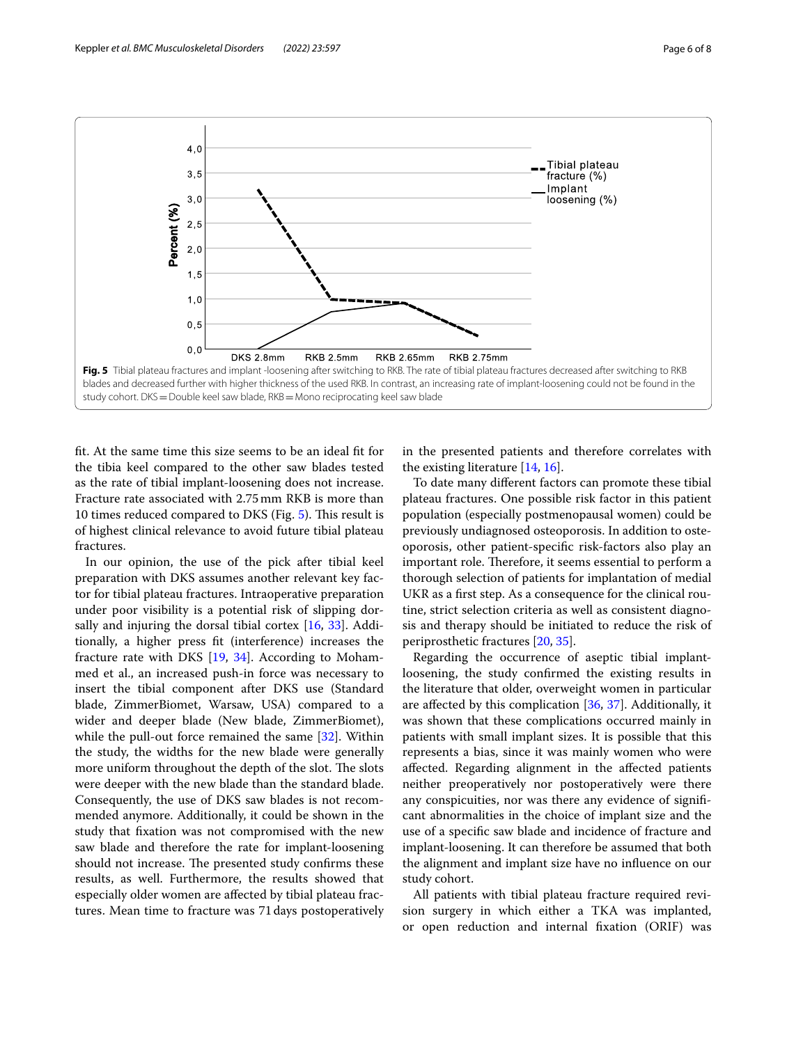**Fig. 5** Tibial plateau fractures and implant -loosening after switching to RKB. The rate of tibial plateau fractures decreased after switching to RKB blades and decreased further with higher thickness of the used RKB. In contrast, an increasing rate of implant-loosening could not be found in the study cohort. DKS = Double keel saw blade, RKB = Mono reciprocating keel saw blade

fit. At the same time this size seems to be an ideal fit for the tibia keel compared to the other saw blades tested as the rate of tibial implant-loosening does not increase. Fracture rate associated with 2.75 mm RKB is more than 10 times reduced compared to DKS (Fig. 5). This result is of highest clinical relevance to avoid future tibial plateau fractures.

In our opinion, the use of the pick after tibial keel preparation with DKS assumes another relevant key factor for tibial plateau fractures. Intraoperative preparation under poor visibility is a potential risk of slipping dorsally and injuring the dorsal tibial cortex [16, 33]. Additionally, a higher press fit (interference) increases the fracture rate with DKS [19, 34]. According to Mohammed et al., an increased push-in force was necessary to insert the tibial component after DKS use (Standard blade, ZimmerBiomet, Warsaw, USA) compared to a wider and deeper blade (New blade, ZimmerBiomet), while the pull-out force remained the same [32]. Within the study, the widths for the new blade were generally more uniform throughout the depth of the slot. The slots were deeper with the new blade than the standard blade. Consequently, the use of DKS saw blades is not recommended anymore. Additionally, it could be shown in the study that fixation was not compromised with the new saw blade and therefore the rate for implant-loosening should not increase. The presented study confirms these results, as well. Furthermore, the results showed that especially older women are affected by tibial plateau fractures. Mean time to fracture was 71 days postoperatively in the presented patients and therefore correlates with the existing literature [14, 16].

To date many different factors can promote these tibial plateau fractures. One possible risk factor in this patient population (especially postmenopausal women) could be previously undiagnosed osteoporosis. In addition to osteoporosis, other patient-specific risk-factors also play an important role. Therefore, it seems essential to perform a thorough selection of patients for implantation of medial UKR as a first step. As a consequence for the clinical routine, strict selection criteria as well as consistent diagnosis and therapy should be initiated to reduce the risk of periprosthetic fractures [20, 35].

Regarding the occurrence of aseptic tibial implant-loosening, the study confirmed the existing results in the literature that older, overweight women in particular are affected by this complication [36, 37]. Additionally, it was shown that these complications occurred mainly in patients with small implant sizes. It is possible that this represents a bias, since it was mainly women who were affected. Regarding alignment in the affected patients neither preoperatively nor postoperatively were there any conspicuities, nor was there any evidence of significant abnormalities in the choice of implant size and the use of a specific saw blade and incidence of fracture and implant-loosening. It can therefore be assumed that both the alignment and implant size have no influence on our study cohort.

All patients with tibial plateau fracture required revision surgery in which either a TKA was implanted, or open reduction and internal fixation (ORIF) was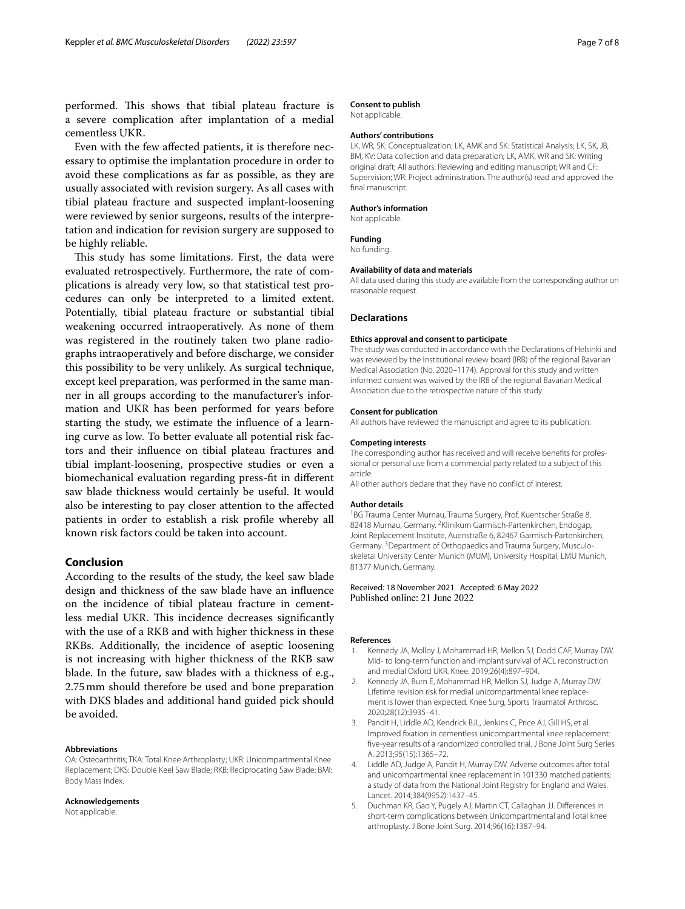performed. This shows that tibial plateau fracture is a severe complication after implantation of a medial cementless UKR.

Even with the few affected patients, it is therefore necessary to optimise the implantation procedure in order to avoid these complications as far as possible, as they are usually associated with revision surgery. As all cases with tibial plateau fracture and suspected implant-loosening were reviewed by senior surgeons, results of the interpretation and indication for revision surgery are supposed to be highly reliable.

This study has some limitations. First, the data were evaluated retrospectively. Furthermore, the rate of complications is already very low, so that statistical test procedures can only be interpreted to a limited extent. Potentially, tibial plateau fracture or substantial tibial weakening occurred intraoperatively. As none of them was registered in the routinely taken two plane radiographs intraoperatively and before discharge, we consider this possibility to be very unlikely. As surgical technique, except keel preparation, was performed in the same manner in all groups according to the manufacturer's information and UKR has been performed for years before starting the study, we estimate the influence of a learning curve as low. To better evaluate all potential risk factors and their influence on tibial plateau fractures and tibial implant-loosening, prospective studies or even a biomechanical evaluation regarding press-fit in different saw blade thickness would certainly be useful. It would also be interesting to pay closer attention to the affected patients in order to establish a risk profile whereby all known risk factors could be taken into account.

## Conclusion

According to the results of the study, the keel saw blade design and thickness of the saw blade have an influence on the incidence of tibial plateau fracture in cementless medial UKR. This incidence decreases significantly with the use of a RKB and with higher thickness in these RKBs. Additionally, the incidence of aseptic loosening is not increasing with higher thickness of the RKB saw blade. In the future, saw blades with a thickness of e.g., 2.75 mm should therefore be used and bone preparation with DKS blades and additional hand guided pick should be avoided.

#### Abbreviations

OA: Osteoarthritis; TKA: Total Knee Arthroplasty; UKR: Unicompartmental Knee Replacement; DKS: Double Keel Saw Blade; RKB: Reciprocating Saw Blade; BMI: Body Mass Index.

#### Acknowledgements

Not applicable.

#### Consent to publish

Not applicable.

#### Authors' contributions

LK, WR, SK: Conceptualization; LK, AMK and SK: Statistical Analysis; LK, SK, JB, BM, KV: Data collection and data preparation; LK, AMK, WR and SK: Writing original draft; All authors: Reviewing and editing manuscript; WR and CF: Supervision; WR: Project administration. The author(s) read and approved the final manuscript.

#### Author's information

Not applicable.

#### Funding

No funding.

#### Availability of data and materials

All data used during this study are available from the corresponding author on reasonable request.

### Declarations

#### Ethics approval and consent to participate

The study was conducted in accordance with the Declarations of Helsinki and was reviewed by the Institutional review board (IRB) of the regional Bavarian Medical Association (No. 2020–1174). Approval for this study and written informed consent was waived by the IRB of the regional Bavarian Medical Association due to the retrospective nature of this study.

#### Consent for publication

All authors have reviewed the manuscript and agree to its publication.

#### Competing interests

The corresponding author has received and will receive benefits for professional or personal use from a commercial party related to a subject of this article.

All other authors declare that they have no conflict of interest.

#### Author details

[1]BG Trauma Center Murnau, Trauma Surgery, Prof. Kuentscher Straße 8, 82418 Murnau, Germany. [2]Klinikum Garmisch-Partenkirchen, Endogap, Joint Replacement Institute, Auenstraße 6, 82467 Garmisch-Partenkirchen, Germany. [3]Department of Orthopaedics and Trauma Surgery, Musculoskeletal University Center Munich (MUM), University Hospital, LMU Munich, 81377 Munich, Germany.

Received: 18 November 2021 Accepted: 6 May 2022
Published online: 21 June 2022

#### References

1. Kennedy JA, Molloy J, Mohammad HR, Mellon SJ, Dodd CAF, Murray DW. Mid- to long-term function and implant survival of ACL reconstruction and medial Oxford UKR. Knee. 2019;26(4):897–904.
2. Kennedy JA, Burn E, Mohammad HR, Mellon SJ, Judge A, Murray DW. Lifetime revision risk for medial unicompartmental knee replacement is lower than expected. Knee Surg, Sports Traumatol Arthrosc. 2020;28(12):3935–41.
3. Pandit H, Liddle AD, Kendrick BJL, Jenkins C, Price AJ, Gill HS, et al. Improved fixation in cementless unicompartmental knee replacement: five-year results of a randomized controlled trial. J Bone Joint Surg Series A. 2013;95(15):1365–72.
4. Liddle AD, Judge A, Pandit H, Murray DW. Adverse outcomes after total and unicompartmental knee replacement in 101330 matched patients: a study of data from the National Joint Registry for England and Wales. Lancet. 2014;384(9952):1437–45.
5. Duchman KR, Gao Y, Pugely AJ, Martin CT, Callaghan JJ. Differences in short-term complications between Unicompartmental and Total knee arthroplasty. J Bone Joint Surg. 2014;96(16):1387–94.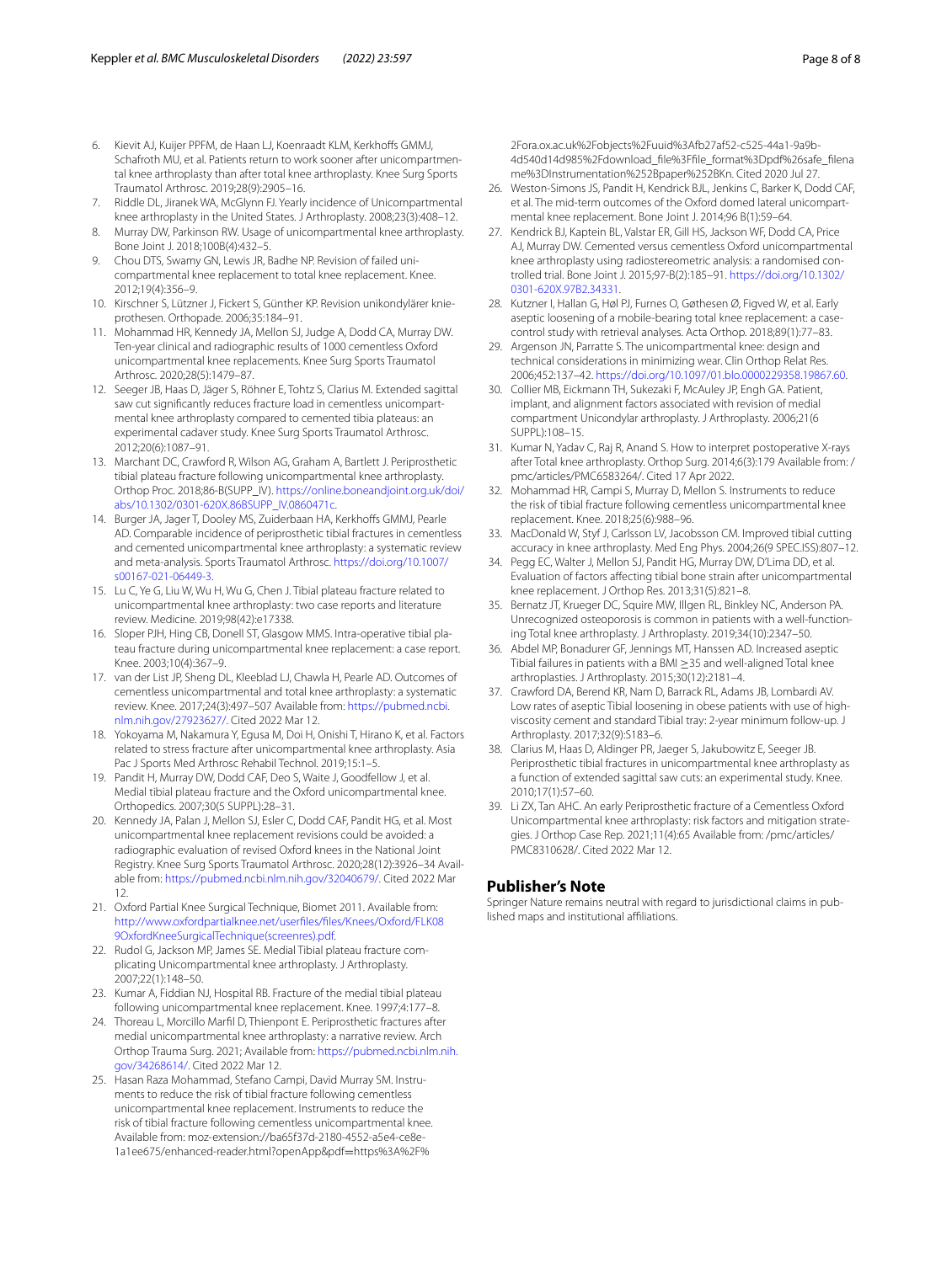6. Kievit AJ, Kuijer PPFM, de Haan LJ, Koenraadt KLM, Kerkhoffs GMMJ, Schafroth MU, et al. Patients return to work sooner after unicompartmental knee arthroplasty than after total knee arthroplasty. Knee Surg Sports Traumatol Arthrosc. 2019;28(9):2905–16.
7. Riddle DL, Jiranek WA, McGlynn FJ. Yearly incidence of Unicompartmental knee arthroplasty in the United States. J Arthroplasty. 2008;23(3):408–12.
8. Murray DW, Parkinson RW. Usage of unicompartmental knee arthroplasty. Bone Joint J. 2018;100B(4):432–5.
9. Chou DTS, Swamy GN, Lewis JR, Badhe NP. Revision of failed unicompartmental knee replacement to total knee replacement. Knee. 2012;19(4):356–9.
10. Kirschner S, Lützner J, Fickert S, Günther KP. Revision unikondylärer knieprothesen. Orthopade. 2006;35:184–91.
11. Mohammad HR, Kennedy JA, Mellon SJ, Judge A, Dodd CA, Murray DW. Ten-year clinical and radiographic results of 1000 cementless Oxford unicompartmental knee replacements. Knee Surg Sports Traumatol Arthrosc. 2020;28(5):1479–87.
12. Seeger JB, Haas D, Jäger S, Röhner E, Tohtz S, Clarius M. Extended sagittal saw cut significantly reduces fracture load in cementless unicompartmental knee arthroplasty compared to cemented tibia plateaus: an experimental cadaver study. Knee Surg Sports Traumatol Arthrosc. 2012;20(6):1087–91.
13. Marchant DC, Crawford R, Wilson AG, Graham A, Bartlett J. Periprosthetic tibial plateau fracture following unicompartmental knee arthroplasty. Orthop Proc. 2018;86-B(SUPP_IV). https://online.boneandjoint.org.uk/doi/abs/10.1302/0301-620X.86BSUPP_IV.0860471c.
14. Burger JA, Jager T, Dooley MS, Zuiderbaan HA, Kerkhoffs GMMJ, Pearle AD. Comparable incidence of periprosthetic tibial fractures in cementless and cemented unicompartmental knee arthroplasty: a systematic review and meta-analysis. Sports Traumatol Arthrosc. https://doi.org/10.1007/s00167-021-06449-3.
15. Lu C, Ye G, Liu W, Wu H, Wu G, Chen J. Tibial plateau fracture related to unicompartmental knee arthroplasty: two case reports and literature review. Medicine. 2019;98(42):e17338.
16. Sloper PJH, Hing CB, Donell ST, Glasgow MMS. Intra-operative tibial plateau fracture during unicompartmental knee replacement: a case report. Knee. 2003;10(4):367–9.
17. van der List JP, Sheng DL, Kleeblad LJ, Chawla H, Pearle AD. Outcomes of cementless unicompartmental and total knee arthroplasty: a systematic review. Knee. 2017;24(3):497–507 Available from: https://pubmed.ncbi.nlm.nih.gov/27923627/. Cited 2022 Mar 12.
18. Yokoyama M, Nakamura Y, Egusa M, Doi H, Onishi T, Hirano K, et al. Factors related to stress fracture after unicompartmental knee arthroplasty. Asia Pac J Sports Med Arthrosc Rehabil Technol. 2019;15:1–5.
19. Pandit H, Murray DW, Dodd CAF, Deo S, Waite J, Goodfellow J, et al. Medial tibial plateau fracture and the Oxford unicompartmental knee. Orthopedics. 2007;30(5 SUPPL):28–31.
20. Kennedy JA, Palan J, Mellon SJ, Esler C, Dodd CAF, Pandit HG, et al. Most unicompartmental knee replacement revisions could be avoided: a radiographic evaluation of revised Oxford knees in the National Joint Registry. Knee Surg Sports Traumatol Arthrosc. 2020;28(12):3926–34 Available from: https://pubmed.ncbi.nlm.nih.gov/32040679/. Cited 2022 Mar 12.
21. Oxford Partial Knee Surgical Technique, Biomet 2011. Available from: http://www.oxfordpartialknee.net/userfiles/files/Knees/Oxford/FLK089OxfordKneeSurgicalTechnique(screenres).pdf.
22. Rudol G, Jackson MP, James SE. Medial Tibial plateau fracture complicating Unicompartmental knee arthroplasty. J Arthroplasty. 2007;22(1):148–50.
23. Kumar A, Fiddian NJ, Hospital RB. Fracture of the medial tibial plateau following unicompartmental knee replacement. Knee. 1997;4:177–8.
24. Thoreau L, Morcillo Marfil D, Thienpont E. Periprosthetic fractures after medial unicompartmental knee arthroplasty: a narrative review. Arch Orthop Trauma Surg. 2021; Available from: https://pubmed.ncbi.nlm.nih.gov/34268614/. Cited 2022 Mar 12.
25. Hasan Raza Mohammad, Stefano Campi, David Murray SM. Instruments to reduce the risk of tibial fracture following cementless unicompartmental knee replacement. Instruments to reduce the risk of tibial fracture following cementless unicompartmental knee. Available from: moz-extension://ba65f37d-2180-4552-a5e4-ce8e-1a1ee675/enhanced-reader.html?openApp&pdf=https%3A%2F%2Fora.ox.ac.uk%2Fobjects%2Fuuid%3Afb27af52-c525-44a1-9a9b-4d540d14d985%2Fdownload_file%3Ffile_format%3Dpdf%26safe_filename%3DInstrumentation%252Bpaper%252BKn. Cited 2020 Jul 27.
26. Weston-Simons JS, Pandit H, Kendrick BJL, Jenkins C, Barker K, Dodd CAF, et al. The mid-term outcomes of the Oxford domed lateral unicompartmental knee replacement. Bone Joint J. 2014;96 B(1):59–64.
27. Kendrick BJ, Kaptein BL, Valstar ER, Gill HS, Jackson WF, Dodd CA, Price AJ, Murray DW. Cemented versus cementless Oxford unicompartmental knee arthroplasty using radiostereometric analysis: a randomised controlled trial. Bone Joint J. 2015;97-B(2):185–91. https://doi.org/10.1302/0301-620X.97B2.34331.
28. Kutzner I, Hallan G, Høl PJ, Furnes O, Gøthesen Ø, Figved W, et al. Early aseptic loosening of a mobile-bearing total knee replacement: a case-control study with retrieval analyses. Acta Orthop. 2018;89(1):77–83.
29. Argenson JN, Parratte S. The unicompartmental knee: design and technical considerations in minimizing wear. Clin Orthop Relat Res. 2006;452:137–42. https://doi.org/10.1097/01.blo.0000229358.19867.60.
30. Collier MB, Eickmann TH, Sukezaki F, McAuley JP, Engh GA. Patient, implant, and alignment factors associated with revision of medial compartment Unicondylar arthroplasty. J Arthroplasty. 2006;21(6 SUPPL):108–15.
31. Kumar N, Yadav C, Raj R, Anand S. How to interpret postoperative X-rays after Total knee arthroplasty. Orthop Surg. 2014;6(3):179 Available from: /pmc/articles/PMC6583264/. Cited 17 Apr 2022.
32. Mohammad HR, Campi S, Murray D, Mellon S. Instruments to reduce the risk of tibial fracture following cementless unicompartmental knee replacement. Knee. 2018;25(6):988–96.
33. MacDonald W, Styf J, Carlsson LV, Jacobsson CM. Improved tibial cutting accuracy in knee arthroplasty. Med Eng Phys. 2004;26(9 SPEC.ISS):807–12.
34. Pegg EC, Walter J, Mellon SJ, Pandit HG, Murray DW, D'Lima DD, et al. Evaluation of factors affecting tibial bone strain after unicompartmental knee replacement. J Orthop Res. 2013;31(5):821–8.
35. Bernatz JT, Krueger DC, Squire MW, Illgen RL, Binkley NC, Anderson PA. Unrecognized osteoporosis is common in patients with a well-functioning Total knee arthroplasty. J Arthroplasty. 2019;34(10):2347–50.
36. Abdel MP, Bonadurer GF, Jennings MT, Hanssen AD. Increased aseptic Tibial failures in patients with a BMI ≥35 and well-aligned Total knee arthroplasties. J Arthroplasty. 2015;30(12):2181–4.
37. Crawford DA, Berend KR, Nam D, Barrack RL, Adams JB, Lombardi AV. Low rates of aseptic Tibial loosening in obese patients with use of high-viscosity cement and standard Tibial tray: 2-year minimum follow-up. J Arthroplasty. 2017;32(9):S183–6.
38. Clarius M, Haas D, Aldinger PR, Jaeger S, Jakubowitz E, Seeger JB. Periprosthetic tibial fractures in unicompartmental knee arthroplasty as a function of extended sagittal saw cuts: an experimental study. Knee. 2010;17(1):57–60.
39. Li ZX, Tan AHC. An early Periprosthetic fracture of a Cementless Oxford Unicompartmental knee arthroplasty: risk factors and mitigation strategies. J Orthop Case Rep. 2021;11(4):65 Available from: /pmc/articles/PMC8310628/. Cited 2022 Mar 12.

## Publisher's Note

Springer Nature remains neutral with regard to jurisdictional claims in published maps and institutional affiliations.